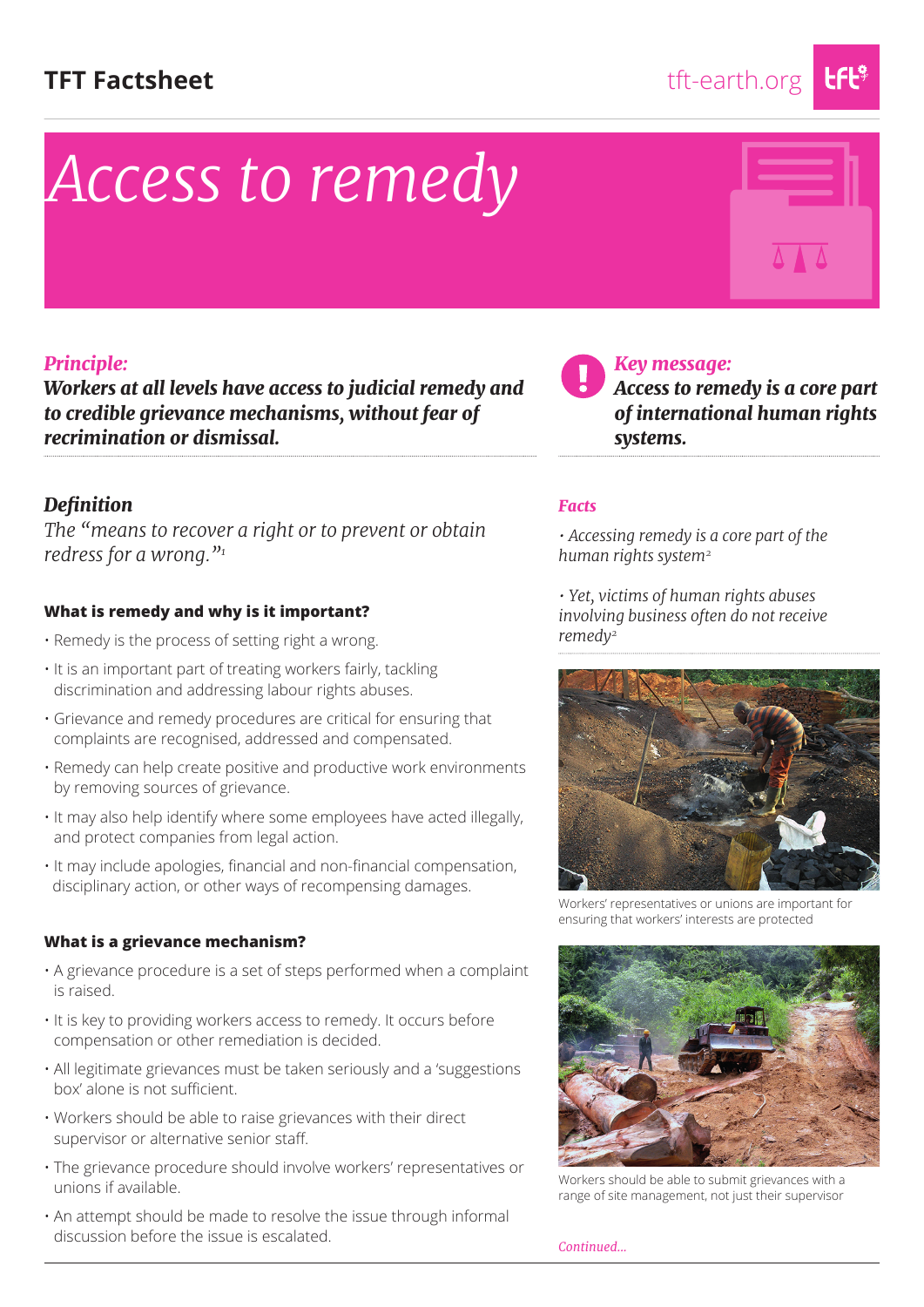# Access to remedy

*Principle:*

***Workers at all levels have access to judicial remedy and to credible grievance mechanisms, without fear of recrimination or dismissal.***

*Key message:*

***Access to remedy is a core part of international human rights systems.***

## *Definition*

*The "means to recover a right or to prevent or obtain redress for a wrong."*[1]

### What is remedy and why is it important?

- Remedy is the process of setting right a wrong.
- It is an important part of treating workers fairly, tackling discrimination and addressing labour rights abuses.
- Grievance and remedy procedures are critical for ensuring that complaints are recognised, addressed and compensated.
- Remedy can help create positive and productive work environments by removing sources of grievance.
- It may also help identify where some employees have acted illegally, and protect companies from legal action.
- It may include apologies, financial and non-financial compensation, disciplinary action, or other ways of recompensing damages.

### What is a grievance mechanism?

- A grievance procedure is a set of steps performed when a complaint is raised.
- It is key to providing workers access to remedy. It occurs before compensation or other remediation is decided.
- All legitimate grievances must be taken seriously and a 'suggestions box' alone is not sufficient.
- Workers should be able to raise grievances with their direct supervisor or alternative senior staff.
- The grievance procedure should involve workers' representatives or unions if available.
- An attempt should be made to resolve the issue through informal discussion before the issue is escalated.

### *Facts*

- *Accessing remedy is a core part of the human rights system*[2]
- *Yet, victims of human rights abuses involving business often do not receive remedy*[2]

Workers' representatives or unions are important for ensuring that workers' interests are protected

Workers should be able to submit grievances with a range of site management, not just their supervisor

*Continued...*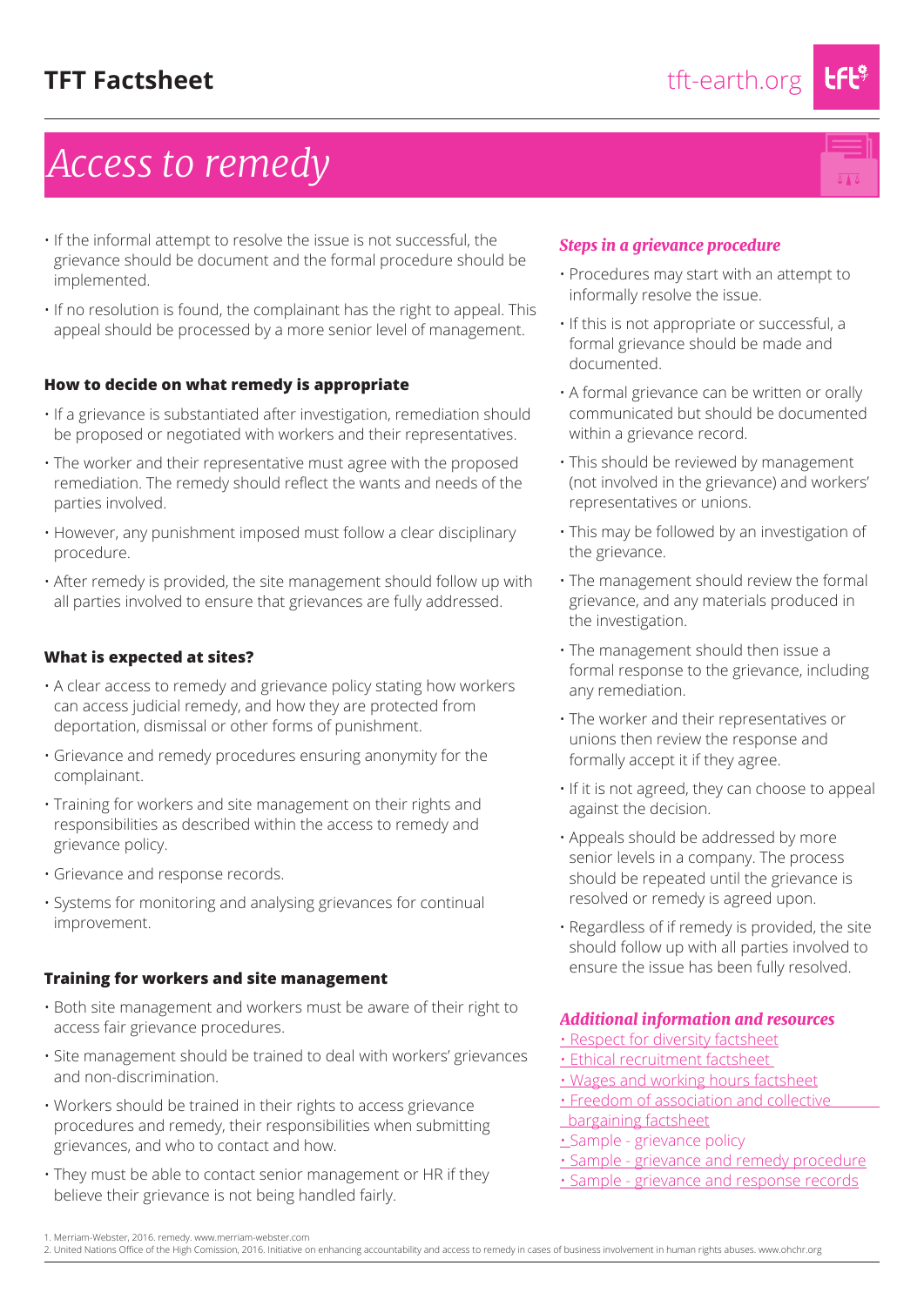# Access to remedy

- If the informal attempt to resolve the issue is not successful, the grievance should be document and the formal procedure should be implemented.
- If no resolution is found, the complainant has the right to appeal. This appeal should be processed by a more senior level of management.

### How to decide on what remedy is appropriate

- If a grievance is substantiated after investigation, remediation should be proposed or negotiated with workers and their representatives.
- The worker and their representative must agree with the proposed remediation. The remedy should reflect the wants and needs of the parties involved.
- However, any punishment imposed must follow a clear disciplinary procedure.
- After remedy is provided, the site management should follow up with all parties involved to ensure that grievances are fully addressed.

### What is expected at sites?

- A clear access to remedy and grievance policy stating how workers can access judicial remedy, and how they are protected from deportation, dismissal or other forms of punishment.
- Grievance and remedy procedures ensuring anonymity for the complainant.
- Training for workers and site management on their rights and responsibilities as described within the access to remedy and grievance policy.
- Grievance and response records.
- Systems for monitoring and analysing grievances for continual improvement.

### Training for workers and site management

- Both site management and workers must be aware of their right to access fair grievance procedures.
- Site management should be trained to deal with workers' grievances and non-discrimination.
- Workers should be trained in their rights to access grievance procedures and remedy, their responsibilities when submitting grievances, and who to contact and how.
- They must be able to contact senior management or HR if they believe their grievance is not being handled fairly.

### *Steps in a grievance procedure*

- Procedures may start with an attempt to informally resolve the issue.
- If this is not appropriate or successful, a formal grievance should be made and documented.
- A formal grievance can be written or orally communicated but should be documented within a grievance record.
- This should be reviewed by management (not involved in the grievance) and workers' representatives or unions.
- This may be followed by an investigation of the grievance.
- The management should review the formal grievance, and any materials produced in the investigation.
- The management should then issue a formal response to the grievance, including any remediation.
- The worker and their representatives or unions then review the response and formally accept it if they agree.
- If it is not agreed, they can choose to appeal against the decision.
- Appeals should be addressed by more senior levels in a company. The process should be repeated until the grievance is resolved or remedy is agreed upon.
- Regardless of if remedy is provided, the site should follow up with all parties involved to ensure the issue has been fully resolved.

### *Additional information and resources*

- Respect for diversity factsheet
- Ethical recruitment factsheet
- Wages and working hours factsheet
- Freedom of association and collective bargaining factsheet
- Sample - grievance policy
- Sample - grievance and remedy procedure
- Sample - grievance and response records

1. Merriam-Webster, 2016. remedy. www.merriam-webster.com
2. United Nations Office of the High Comission, 2016. Initiative on enhancing accountability and access to remedy in cases of business involvement in human rights abuses. www.ohchr.org